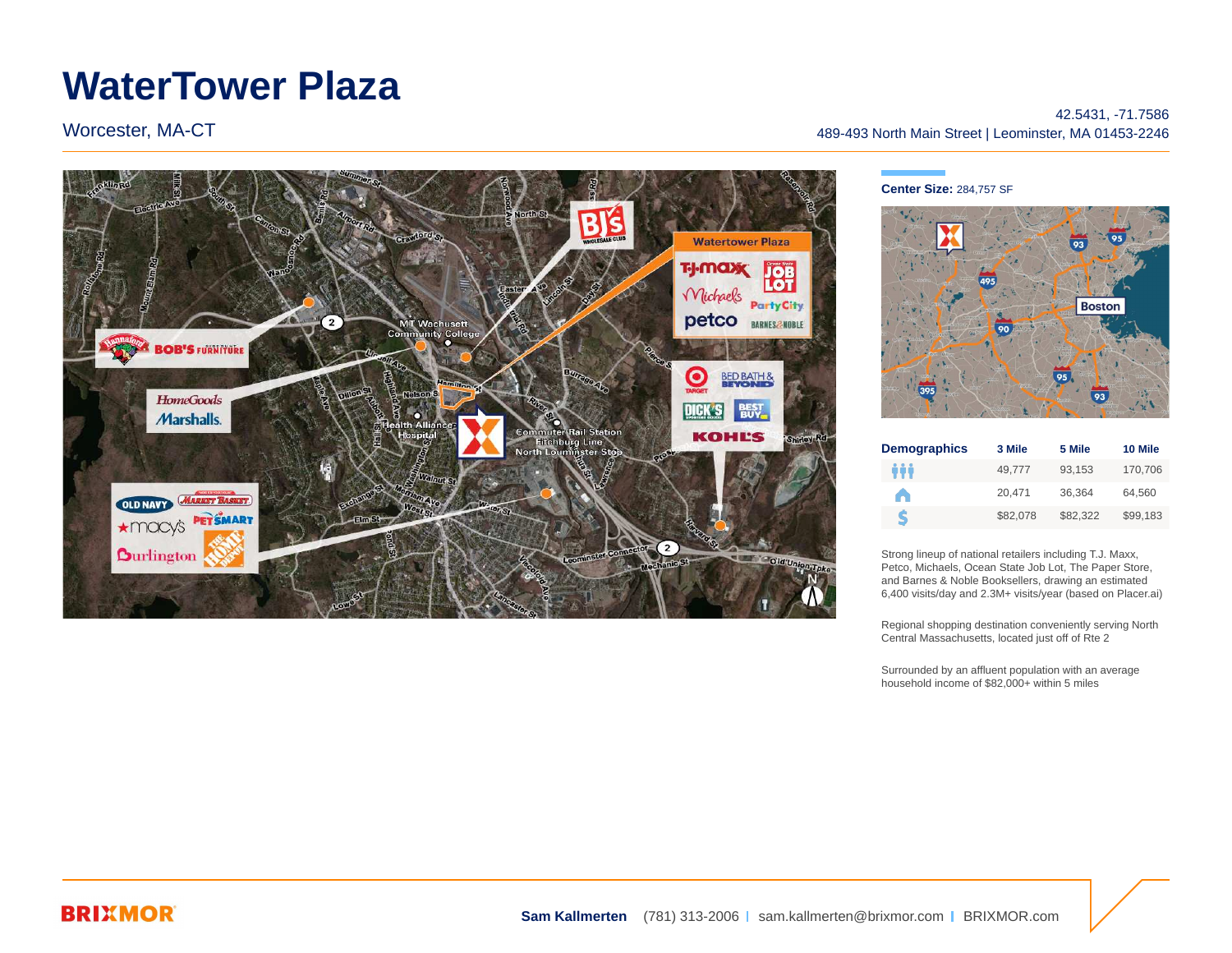# WaterTower Plaza

Worcester, MA-CT

42.5431, -71.7586
489-493 North Main Street | Leominster, MA 01453-2246

**Center Size:** 284,757 SF

| Demographics | 3 Mile | 5 Mile | 10 Mile |
|---|---|---|---|
| Population | 49,777 | 93,153 | 170,706 |
| Households | 20,471 | 36,364 | 64,560 |
| Income | $82,078 | $82,322 | $99,183 |

Strong lineup of national retailers including T.J. Maxx, Petco, Michaels, Ocean State Job Lot, The Paper Store, and Barnes & Noble Booksellers, drawing an estimated 6,400 visits/day and 2.3M+ visits/year (based on Placer.ai)

Regional shopping destination conveniently serving North Central Massachusetts, located just off of Rte 2

Surrounded by an affluent population with an average household income of $82,000+ within 5 miles

BRIXMOR

**Sam Kallmerten** (781) 313-2006 | sam.kallmerten@brixmor.com | BRIXMOR.com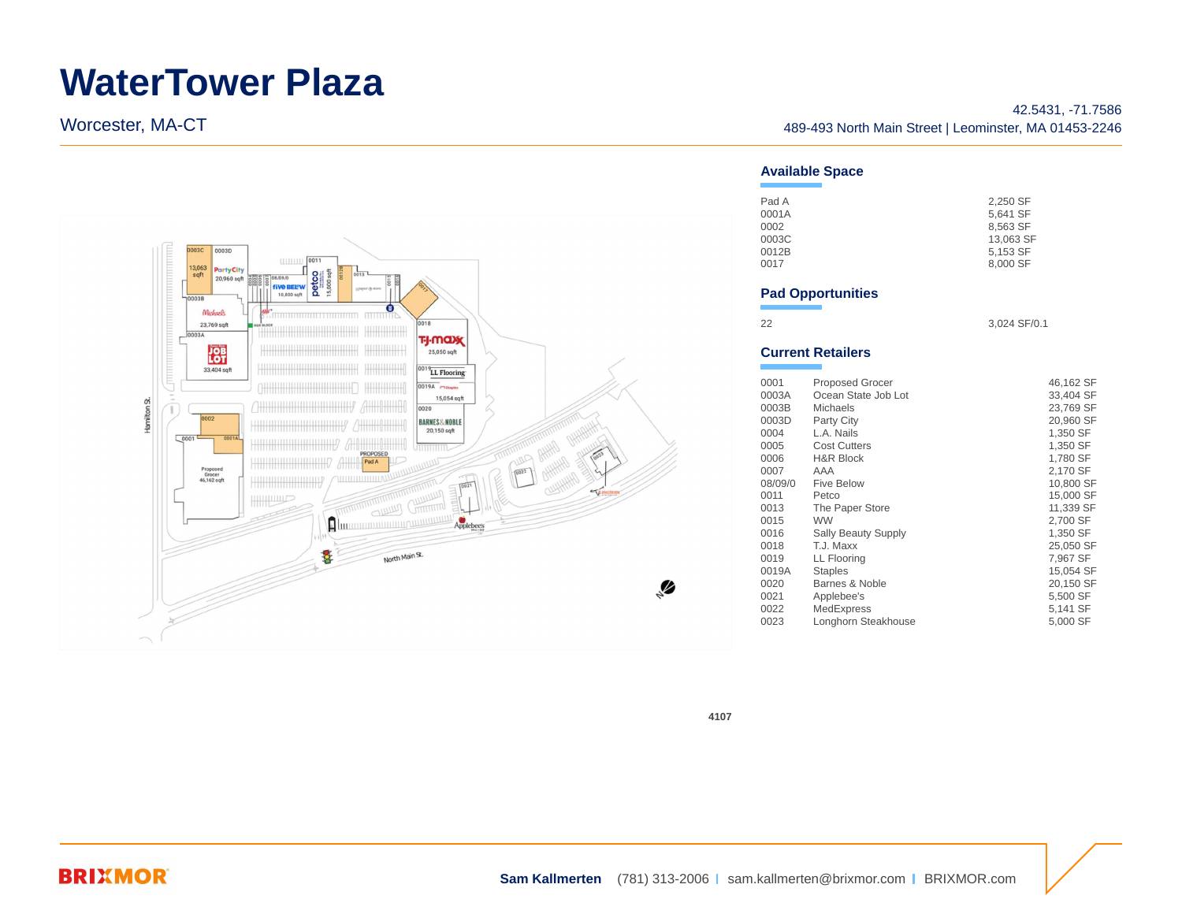# WaterTower Plaza

Worcester, MA-CT

42.5431, -71.7586
489-493 North Main Street | Leominster, MA 01453-2246

## Available Space

| | |
|---|---|
| Pad A | 2,250 SF |
| 0001A | 5,641 SF |
| 0002 | 8,563 SF |
| 0003C | 13,063 SF |
| 0012B | 5,153 SF |
| 0017 | 8,000 SF |

## Pad Opportunities

| | |
|---|---|
| 22 | 3,024 SF/0.1 |

## Current Retailers

| | | |
|---|---|---|
| 0001 | Proposed Grocer | 46,162 SF |
| 0003A | Ocean State Job Lot | 33,404 SF |
| 0003B | Michaels | 23,769 SF |
| 0003D | Party City | 20,960 SF |
| 0004 | L.A. Nails | 1,350 SF |
| 0005 | Cost Cutters | 1,350 SF |
| 0006 | H&R Block | 1,780 SF |
| 0007 | AAA | 2,170 SF |
| 08/09/0 | Five Below | 10,800 SF |
| 0011 | Petco | 15,000 SF |
| 0013 | The Paper Store | 11,339 SF |
| 0015 | WW | 2,700 SF |
| 0016 | Sally Beauty Supply | 1,350 SF |
| 0018 | T.J. Maxx | 25,050 SF |
| 0019 | LL Flooring | 7,967 SF |
| 0019A | Staples | 15,054 SF |
| 0020 | Barnes & Noble | 20,150 SF |
| 0021 | Applebee's | 5,500 SF |
| 0022 | MedExpress | 5,141 SF |
| 0023 | Longhorn Steakhouse | 5,000 SF |

0003C
13,063 sqft
0003D
Party City
20,960 sqft
0003B
Michaels
23,769 sqft
0003A
JOB LOT
33,404 sqft
0011
08/09/0
five BELOW
10,800 sqft
petco
15,000 sqft
0013
0017
0018
T.J. maxx
25,050 sqft
0019
LL Flooring
0019A
Staples
15,054 sqft
0020
BARNES & NOBLE
20,150 sqft
0002
0001
0001A
Proposed Grocer
46,162 sqft
PROPOSED
Pad A
0021
Applebee's
0022
0023
Hamilton St.
North Main St.

4107

BRIXMOR

**Sam Kallmerten** (781) 313-2006 | sam.kallmerten@brixmor.com | BRIXMOR.com